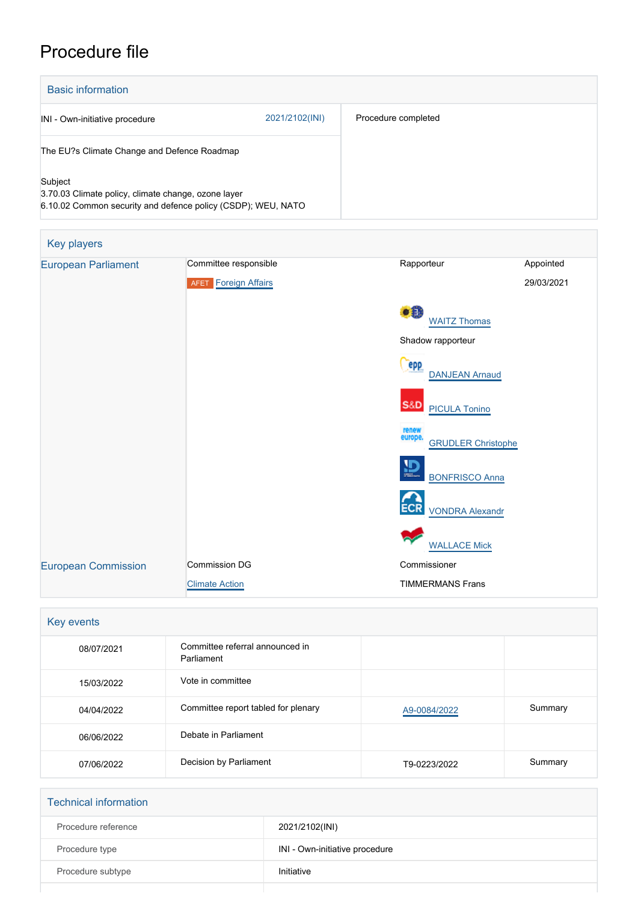# Procedure file

## Basic information

| | |
|---|---|
| INI - Own-initiative procedure 2021/2102(INI) | Procedure completed |
| The EU?s Climate Change and Defence Roadmap | |
| Subject<br>3.70.03 Climate policy, climate change, ozone layer<br>6.10.02 Common security and defence policy (CSDP); WEU, NATO | |

## Key players

| | | | |
|---|---|---|---|
| European Parliament | Committee responsible | Rapporteur | Appointed |
| | AFET Foreign Affairs | | 29/03/2021 |
| | | WAITZ Thomas | |
| | | Shadow rapporteur | |
| | | DANJEAN Arnaud | |
| | | PICULA Tonino | |
| | | GRUDLER Christophe | |
| | | BONFRISCO Anna | |
| | | VONDRA Alexandr | |
| | | WALLACE Mick | |
| European Commission | Commission DG | Commissioner | |
| | Climate Action | TIMMERMANS Frans | |

## Key events

| | | | |
|---|---|---|---|
| 08/07/2021 | Committee referral announced in Parliament | | |
| 15/03/2022 | Vote in committee | | |
| 04/04/2022 | Committee report tabled for plenary | A9-0084/2022 | Summary |
| 06/06/2022 | Debate in Parliament | | |
| 07/06/2022 | Decision by Parliament | T9-0223/2022 | Summary |

## Technical information

| | |
|---|---|
| Procedure reference | 2021/2102(INI) |
| Procedure type | INI - Own-initiative procedure |
| Procedure subtype | Initiative |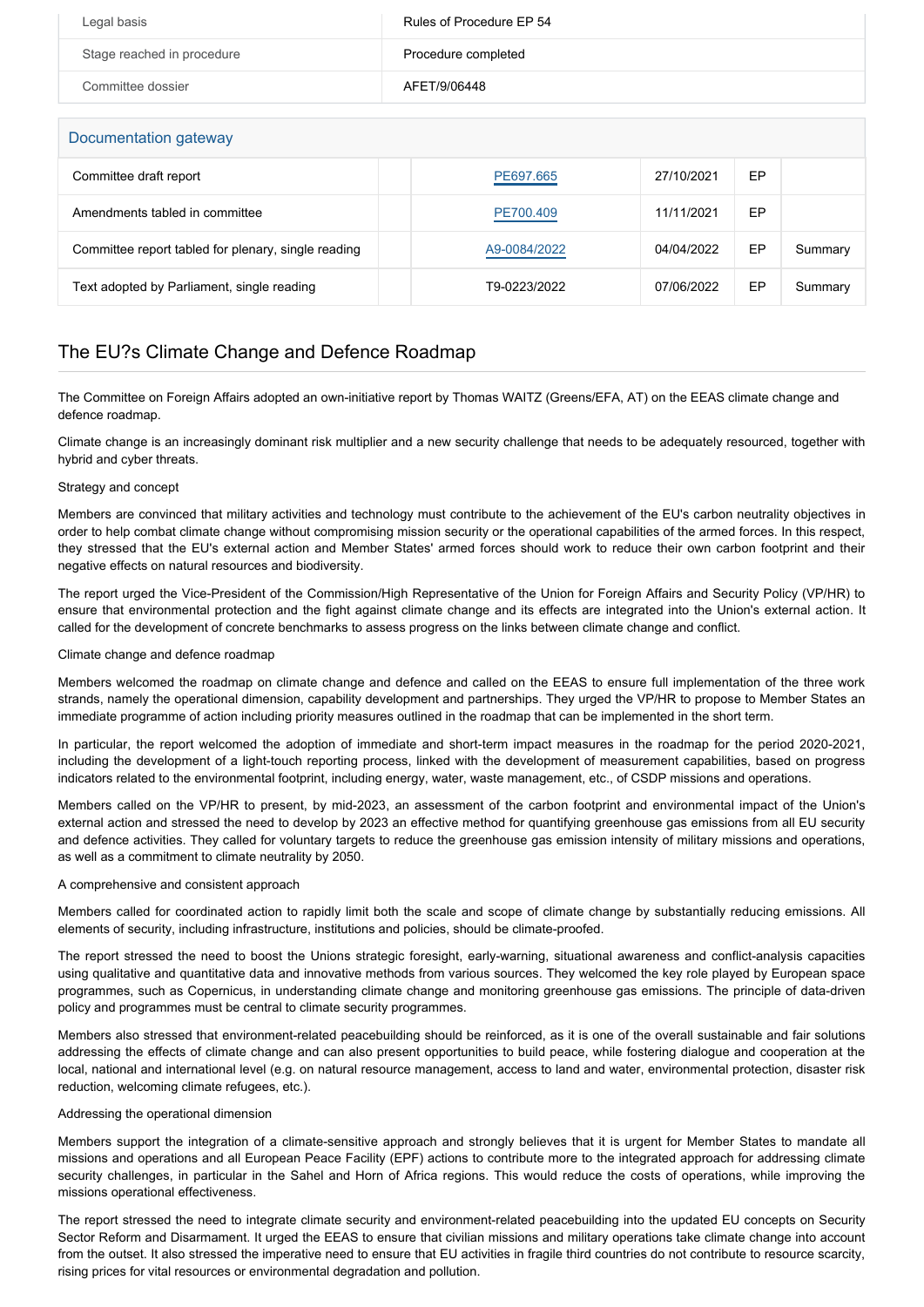| Legal basis | Rules of Procedure EP 54 |
|---|---|
| Stage reached in procedure | Procedure completed |
| Committee dossier | AFET/9/06448 |

## Documentation gateway

| | | | | | |
|---|---|---|---|---|---|
| Committee draft report | | PE697.665 | 27/10/2021 | EP | |
| Amendments tabled in committee | | PE700.409 | 11/11/2021 | EP | |
| Committee report tabled for plenary, single reading | | A9-0084/2022 | 04/04/2022 | EP | Summary |
| Text adopted by Parliament, single reading | | T9-0223/2022 | 07/06/2022 | EP | Summary |

# The EU?s Climate Change and Defence Roadmap

The Committee on Foreign Affairs adopted an own-initiative report by Thomas WAITZ (Greens/EFA, AT) on the EEAS climate change and defence roadmap.

Climate change is an increasingly dominant risk multiplier and a new security challenge that needs to be adequately resourced, together with hybrid and cyber threats.

Strategy and concept

Members are convinced that military activities and technology must contribute to the achievement of the EU's carbon neutrality objectives in order to help combat climate change without compromising mission security or the operational capabilities of the armed forces. In this respect, they stressed that the EU's external action and Member States' armed forces should work to reduce their own carbon footprint and their negative effects on natural resources and biodiversity.

The report urged the Vice-President of the Commission/High Representative of the Union for Foreign Affairs and Security Policy (VP/HR) to ensure that environmental protection and the fight against climate change and its effects are integrated into the Union's external action. It called for the development of concrete benchmarks to assess progress on the links between climate change and conflict.

Climate change and defence roadmap

Members welcomed the roadmap on climate change and defence and called on the EEAS to ensure full implementation of the three work strands, namely the operational dimension, capability development and partnerships. They urged the VP/HR to propose to Member States an immediate programme of action including priority measures outlined in the roadmap that can be implemented in the short term.

In particular, the report welcomed the adoption of immediate and short-term impact measures in the roadmap for the period 2020-2021, including the development of a light-touch reporting process, linked with the development of measurement capabilities, based on progress indicators related to the environmental footprint, including energy, water, waste management, etc., of CSDP missions and operations.

Members called on the VP/HR to present, by mid-2023, an assessment of the carbon footprint and environmental impact of the Union's external action and stressed the need to develop by 2023 an effective method for quantifying greenhouse gas emissions from all EU security and defence activities. They called for voluntary targets to reduce the greenhouse gas emission intensity of military missions and operations, as well as a commitment to climate neutrality by 2050.

A comprehensive and consistent approach

Members called for coordinated action to rapidly limit both the scale and scope of climate change by substantially reducing emissions. All elements of security, including infrastructure, institutions and policies, should be climate-proofed.

The report stressed the need to boost the Unions strategic foresight, early-warning, situational awareness and conflict-analysis capacities using qualitative and quantitative data and innovative methods from various sources. They welcomed the key role played by European space programmes, such as Copernicus, in understanding climate change and monitoring greenhouse gas emissions. The principle of data-driven policy and programmes must be central to climate security programmes.

Members also stressed that environment-related peacebuilding should be reinforced, as it is one of the overall sustainable and fair solutions addressing the effects of climate change and can also present opportunities to build peace, while fostering dialogue and cooperation at the local, national and international level (e.g. on natural resource management, access to land and water, environmental protection, disaster risk reduction, welcoming climate refugees, etc.).

Addressing the operational dimension

Members support the integration of a climate-sensitive approach and strongly believes that it is urgent for Member States to mandate all missions and operations and all European Peace Facility (EPF) actions to contribute more to the integrated approach for addressing climate security challenges, in particular in the Sahel and Horn of Africa regions. This would reduce the costs of operations, while improving the missions operational effectiveness.

The report stressed the need to integrate climate security and environment-related peacebuilding into the updated EU concepts on Security Sector Reform and Disarmament. It urged the EEAS to ensure that civilian missions and military operations take climate change into account from the outset. It also stressed the imperative need to ensure that EU activities in fragile third countries do not contribute to resource scarcity, rising prices for vital resources or environmental degradation and pollution.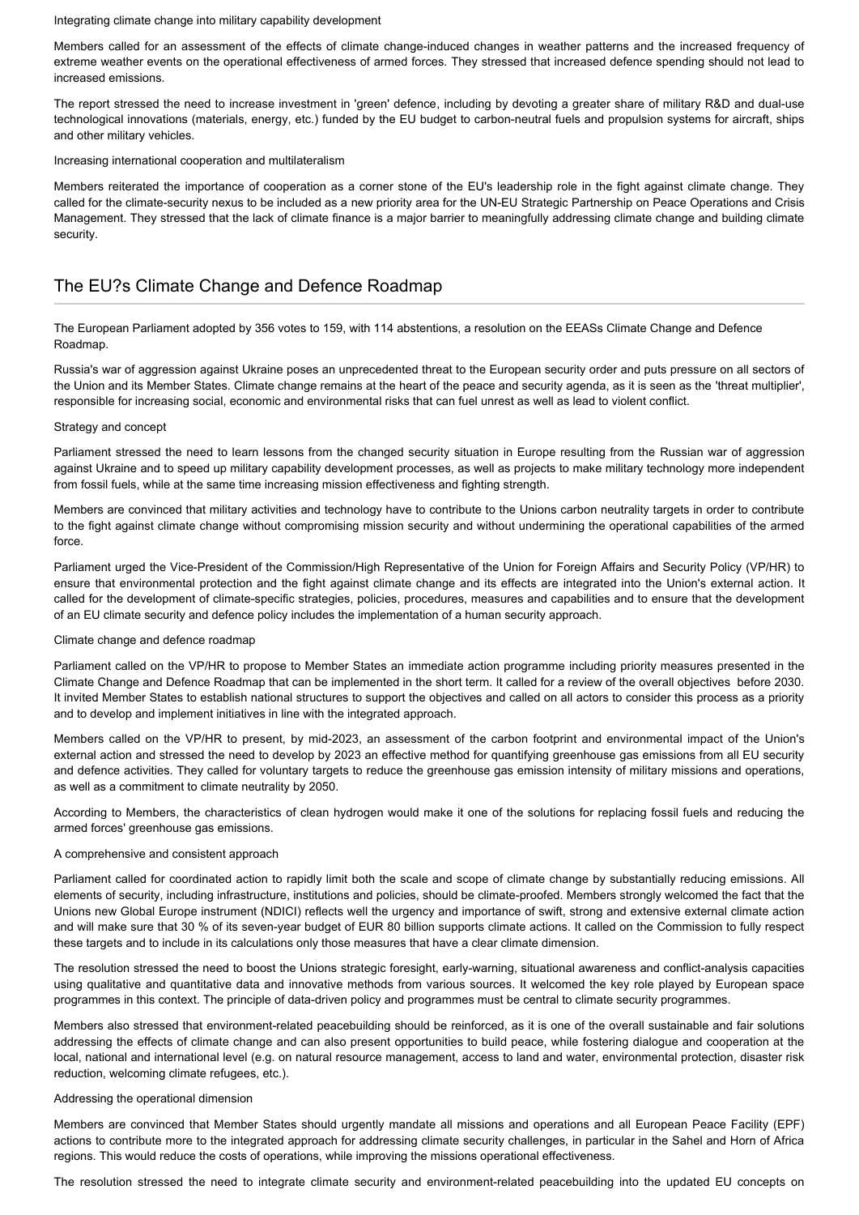Integrating climate change into military capability development

Members called for an assessment of the effects of climate change-induced changes in weather patterns and the increased frequency of extreme weather events on the operational effectiveness of armed forces. They stressed that increased defence spending should not lead to increased emissions.

The report stressed the need to increase investment in 'green' defence, including by devoting a greater share of military R&D and dual-use technological innovations (materials, energy, etc.) funded by the EU budget to carbon-neutral fuels and propulsion systems for aircraft, ships and other military vehicles.

Increasing international cooperation and multilateralism

Members reiterated the importance of cooperation as a corner stone of the EU's leadership role in the fight against climate change. They called for the climate-security nexus to be included as a new priority area for the UN-EU Strategic Partnership on Peace Operations and Crisis Management. They stressed that the lack of climate finance is a major barrier to meaningfully addressing climate change and building climate security.

## The EU?s Climate Change and Defence Roadmap

The European Parliament adopted by 356 votes to 159, with 114 abstentions, a resolution on the EEASs Climate Change and Defence Roadmap.

Russia's war of aggression against Ukraine poses an unprecedented threat to the European security order and puts pressure on all sectors of the Union and its Member States. Climate change remains at the heart of the peace and security agenda, as it is seen as the 'threat multiplier', responsible for increasing social, economic and environmental risks that can fuel unrest as well as lead to violent conflict.

Strategy and concept

Parliament stressed the need to learn lessons from the changed security situation in Europe resulting from the Russian war of aggression against Ukraine and to speed up military capability development processes, as well as projects to make military technology more independent from fossil fuels, while at the same time increasing mission effectiveness and fighting strength.

Members are convinced that military activities and technology have to contribute to the Unions carbon neutrality targets in order to contribute to the fight against climate change without compromising mission security and without undermining the operational capabilities of the armed force.

Parliament urged the Vice-President of the Commission/High Representative of the Union for Foreign Affairs and Security Policy (VP/HR) to ensure that environmental protection and the fight against climate change and its effects are integrated into the Union's external action. It called for the development of climate-specific strategies, policies, procedures, measures and capabilities and to ensure that the development of an EU climate security and defence policy includes the implementation of a human security approach.

Climate change and defence roadmap

Parliament called on the VP/HR to propose to Member States an immediate action programme including priority measures presented in the Climate Change and Defence Roadmap that can be implemented in the short term. It called for a review of the overall objectives before 2030. It invited Member States to establish national structures to support the objectives and called on all actors to consider this process as a priority and to develop and implement initiatives in line with the integrated approach.

Members called on the VP/HR to present, by mid-2023, an assessment of the carbon footprint and environmental impact of the Union's external action and stressed the need to develop by 2023 an effective method for quantifying greenhouse gas emissions from all EU security and defence activities. They called for voluntary targets to reduce the greenhouse gas emission intensity of military missions and operations, as well as a commitment to climate neutrality by 2050.

According to Members, the characteristics of clean hydrogen would make it one of the solutions for replacing fossil fuels and reducing the armed forces' greenhouse gas emissions.

A comprehensive and consistent approach

Parliament called for coordinated action to rapidly limit both the scale and scope of climate change by substantially reducing emissions. All elements of security, including infrastructure, institutions and policies, should be climate-proofed. Members strongly welcomed the fact that the Unions new Global Europe instrument (NDICI) reflects well the urgency and importance of swift, strong and extensive external climate action and will make sure that 30 % of its seven-year budget of EUR 80 billion supports climate actions. It called on the Commission to fully respect these targets and to include in its calculations only those measures that have a clear climate dimension.

The resolution stressed the need to boost the Unions strategic foresight, early-warning, situational awareness and conflict-analysis capacities using qualitative and quantitative data and innovative methods from various sources. It welcomed the key role played by European space programmes in this context. The principle of data-driven policy and programmes must be central to climate security programmes.

Members also stressed that environment-related peacebuilding should be reinforced, as it is one of the overall sustainable and fair solutions addressing the effects of climate change and can also present opportunities to build peace, while fostering dialogue and cooperation at the local, national and international level (e.g. on natural resource management, access to land and water, environmental protection, disaster risk reduction, welcoming climate refugees, etc.).

Addressing the operational dimension

Members are convinced that Member States should urgently mandate all missions and operations and all European Peace Facility (EPF) actions to contribute more to the integrated approach for addressing climate security challenges, in particular in the Sahel and Horn of Africa regions. This would reduce the costs of operations, while improving the missions operational effectiveness.

The resolution stressed the need to integrate climate security and environment-related peacebuilding into the updated EU concepts on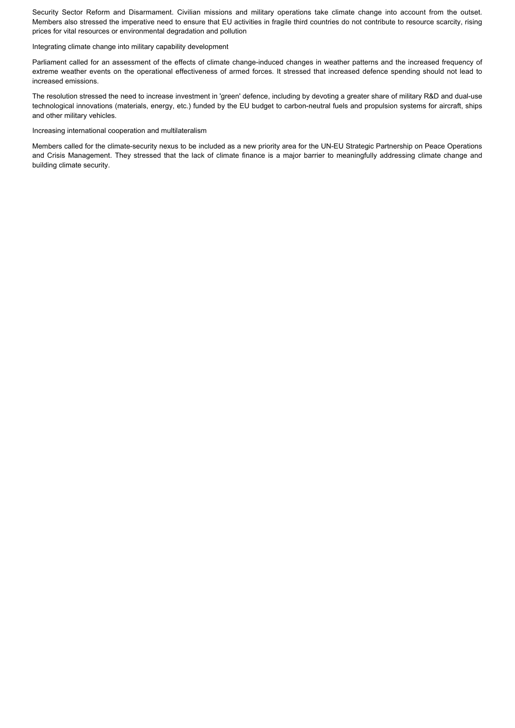Security Sector Reform and Disarmament. Civilian missions and military operations take climate change into account from the outset. Members also stressed the imperative need to ensure that EU activities in fragile third countries do not contribute to resource scarcity, rising prices for vital resources or environmental degradation and pollution

Integrating climate change into military capability development

Parliament called for an assessment of the effects of climate change-induced changes in weather patterns and the increased frequency of extreme weather events on the operational effectiveness of armed forces. It stressed that increased defence spending should not lead to increased emissions.

The resolution stressed the need to increase investment in 'green' defence, including by devoting a greater share of military R&D and dual-use technological innovations (materials, energy, etc.) funded by the EU budget to carbon-neutral fuels and propulsion systems for aircraft, ships and other military vehicles.

Increasing international cooperation and multilateralism

Members called for the climate-security nexus to be included as a new priority area for the UN-EU Strategic Partnership on Peace Operations and Crisis Management. They stressed that the lack of climate finance is a major barrier to meaningfully addressing climate change and building climate security.